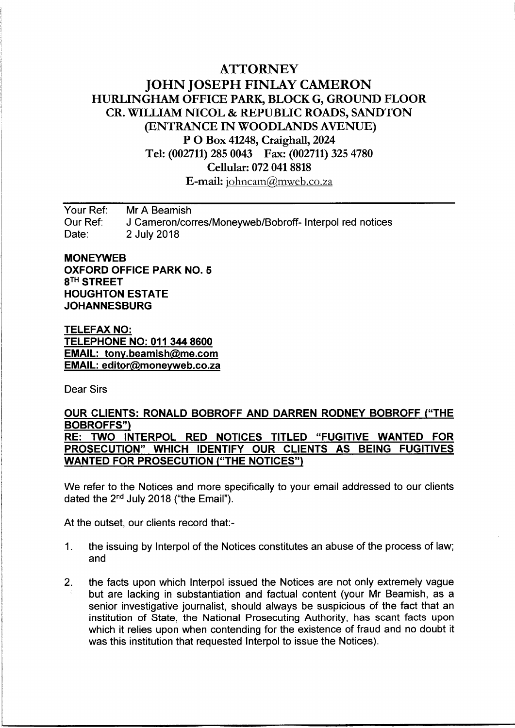# ATTORNEY
## JOHN JOSEPH FINLAY CAMERON
### HURLINGHAM OFFICE PARK, BLOCK G, GROUND FLOOR
### CR. WILLIAM NICOL & REPUBLIC ROADS, SANDTON
### (ENTRANCE IN WOODLANDS AVENUE)

**P O Box 41248, Craighall, 2024**
**Tel: (002711) 285 0043 Fax: (002711) 325 4780**
**Cellular: 072 041 8818**
**E-mail:** johncam@mweb.co.za

---

Your Ref: Mr A Beamish
Our Ref: J Cameron/corres/Moneyweb/Bobroff- Interpol red notices
Date: 2 July 2018

**MONEYWEB**
**OXFORD OFFICE PARK NO. 5**
**8TH STREET**
**HOUGHTON ESTATE**
**JOHANNESBURG**

**TELEFAX NO:**
**TELEPHONE NO: 011 344 8600**
**EMAIL: tony.beamish@me.com**
**EMAIL: editor@moneyweb.co.za**

Dear Sirs

**OUR CLIENTS: RONALD BOBROFF AND DARREN RODNEY BOBROFF ("THE BOBROFFS")**
**RE: TWO INTERPOL RED NOTICES TITLED "FUGITIVE WANTED FOR PROSECUTION" WHICH IDENTIFY OUR CLIENTS AS BEING FUGITIVES WANTED FOR PROSECUTION ("THE NOTICES")**

We refer to the Notices and more specifically to your email addressed to our clients dated the 2nd July 2018 ("the Email").

At the outset, our clients record that:-

1. the issuing by Interpol of the Notices constitutes an abuse of the process of law; and

2. the facts upon which Interpol issued the Notices are not only extremely vague but are lacking in substantiation and factual content (your Mr Beamish, as a senior investigative journalist, should always be suspicious of the fact that an institution of State, the National Prosecuting Authority, has scant facts upon which it relies upon when contending for the existence of fraud and no doubt it was this institution that requested Interpol to issue the Notices).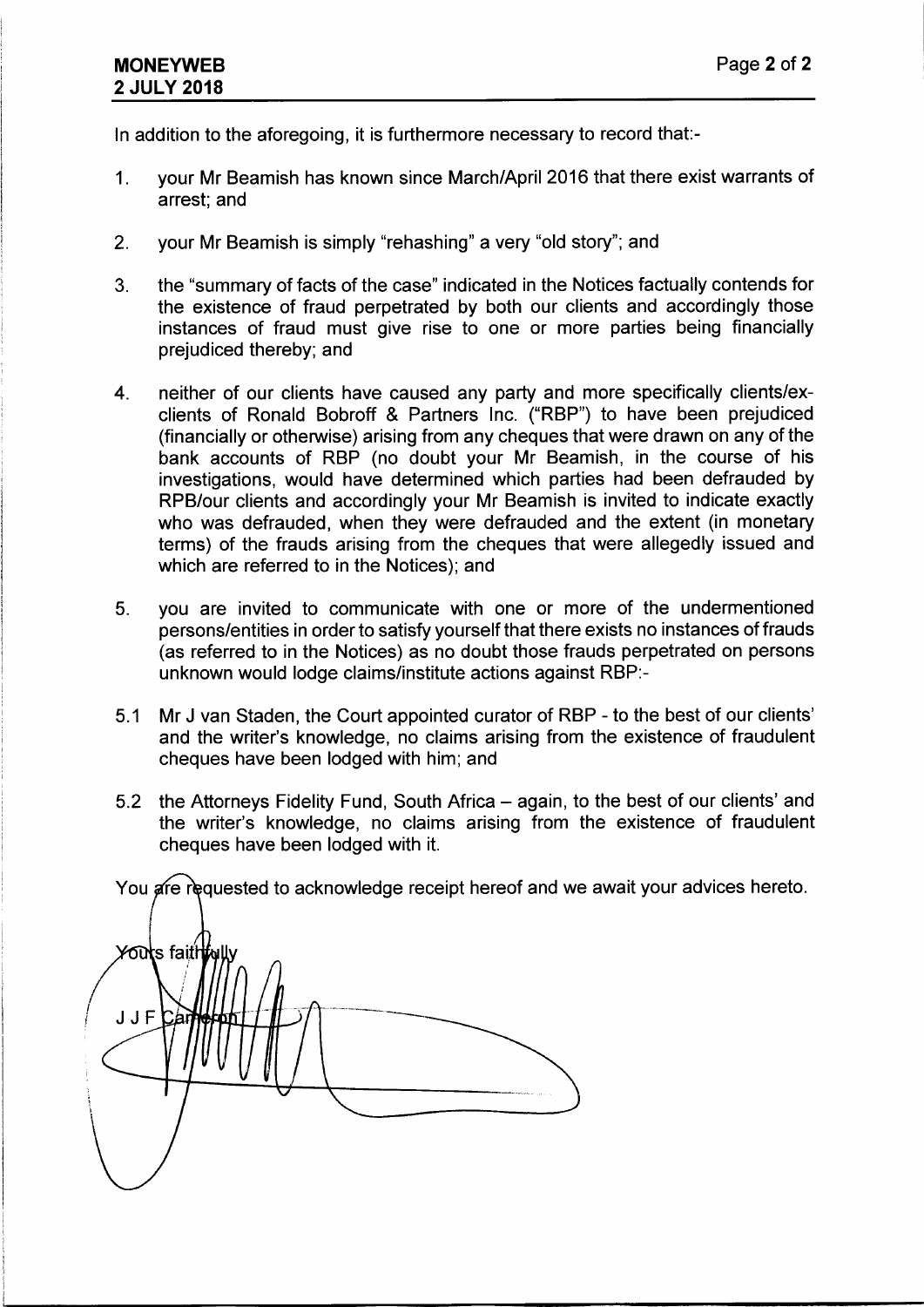In addition to the aforegoing, it is furthermore necessary to record that:-

1. your Mr Beamish has known since March/April 2016 that there exist warrants of arrest; and

2. your Mr Beamish is simply "rehashing" a very "old story"; and

3. the "summary of facts of the case" indicated in the Notices factually contends for the existence of fraud perpetrated by both our clients and accordingly those instances of fraud must give rise to one or more parties being financially prejudiced thereby; and

4. neither of our clients have caused any party and more specifically clients/ex-clients of Ronald Bobroff & Partners Inc. ("RBP") to have been prejudiced (financially or otherwise) arising from any cheques that were drawn on any of the bank accounts of RBP (no doubt your Mr Beamish, in the course of his investigations, would have determined which parties had been defrauded by RPB/our clients and accordingly your Mr Beamish is invited to indicate exactly who was defrauded, when they were defrauded and the extent (in monetary terms) of the frauds arising from the cheques that were allegedly issued and which are referred to in the Notices); and

5. you are invited to communicate with one or more of the undermentioned persons/entities in order to satisfy yourself that there exists no instances of frauds (as referred to in the Notices) as no doubt those frauds perpetrated on persons unknown would lodge claims/institute actions against RBP:-

5.1 Mr J van Staden, the Court appointed curator of RBP - to the best of our clients' and the writer's knowledge, no claims arising from the existence of fraudulent cheques have been lodged with him; and

5.2 the Attorneys Fidelity Fund, South Africa – again, to the best of our clients' and the writer's knowledge, no claims arising from the existence of fraudulent cheques have been lodged with it.

You are requested to acknowledge receipt hereof and we await your advices hereto.

Yours faithfully

J J F Cameron